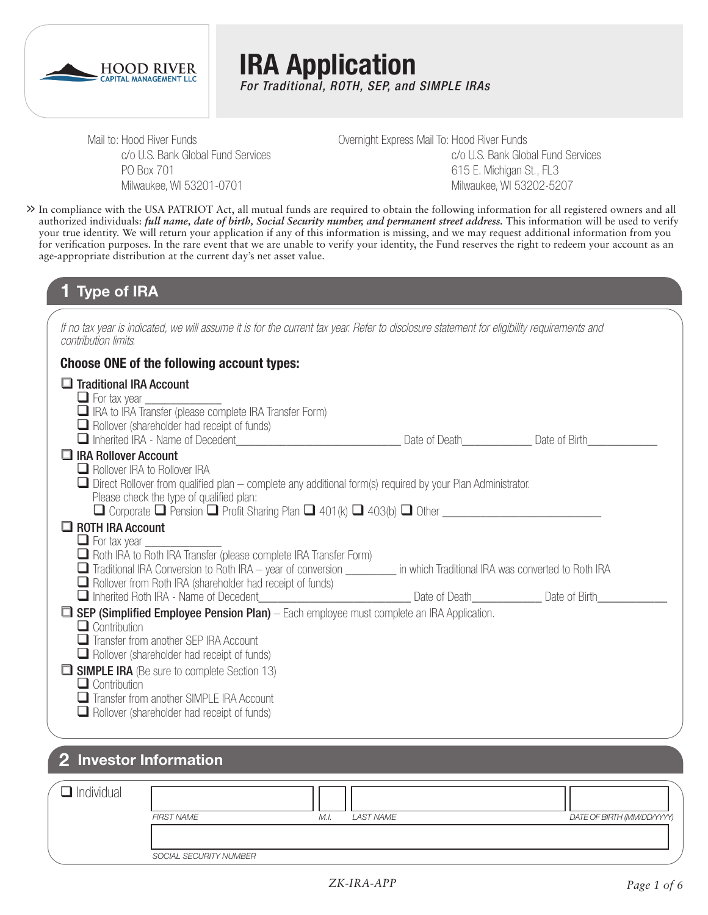HOOD RIVER CAPITAL MANAGEMENT LLC

# IRA Application

*For Traditional, ROTH, SEP, and SIMPLE IRAs*

Mail to: Hood River Funds
c/o U.S. Bank Global Fund Services
PO Box 701
Milwaukee, WI 53201-0701

Overnight Express Mail To: Hood River Funds
c/o U.S. Bank Global Fund Services
615 E. Michigan St., FL3
Milwaukee, WI 53202-5207

» In compliance with the USA PATRIOT Act, all mutual funds are required to obtain the following information for all registered owners and all authorized individuals: ***full name, date of birth, Social Security number, and permanent street address.*** This information will be used to verify your true identity. We will return your application if any of this information is missing, and we may request additional information from you for verification purposes. In the rare event that we are unable to verify your identity, the Fund reserves the right to redeem your account as an age-appropriate distribution at the current day's net asset value.

## 1 Type of IRA

*If no tax year is indicated, we will assume it is for the current tax year. Refer to disclosure statement for eligibility requirements and contribution limits.*

**Choose ONE of the following account types:**

- ☐ **Traditional IRA Account**
  - ☐ For tax year ____________
  - ☐ IRA to IRA Transfer (please complete IRA Transfer Form)
  - ☐ Rollover (shareholder had receipt of funds)
  - ☐ Inherited IRA - Name of Decedent____________________________ Date of Death___________ Date of Birth___________
- ☐ **IRA Rollover Account**
  - ☐ Rollover IRA to Rollover IRA
  - ☐ Direct Rollover from qualified plan – complete any additional form(s) required by your Plan Administrator.
    Please check the type of qualified plan:
    ☐ Corporate ☐ Pension ☐ Profit Sharing Plan ☐ 401(k) ☐ 403(b) ☐ Other ___________________________
- ☐ **ROTH IRA Account**
  - ☐ For tax year ____________
  - ☐ Roth IRA to Roth IRA Transfer (please complete IRA Transfer Form)
  - ☐ Traditional IRA Conversion to Roth IRA – year of conversion ________ in which Traditional IRA was converted to Roth IRA
  - ☐ Rollover from Roth IRA (shareholder had receipt of funds)
  - ☐ Inherited Roth IRA - Name of Decedent__________________________ Date of Death___________ Date of Birth___________
- ☐ **SEP (Simplified Employee Pension Plan)** – Each employee must complete an IRA Application.
  - ☐ Contribution
  - ☐ Transfer from another SEP IRA Account
  - ☐ Rollover (shareholder had receipt of funds)
- ☐ **SIMPLE IRA** (Be sure to complete Section 13)
  - ☐ Contribution
  - ☐ Transfer from another SIMPLE IRA Account
  - ☐ Rollover (shareholder had receipt of funds)

## 2 Investor Information

☐ Individual

| FIRST NAME | M.I. | LAST NAME | DATE OF BIRTH (MM/DD/YYYY) |
|---|---|---|---|
| | | | |

| SOCIAL SECURITY NUMBER |
|---|
| |

ZK-IRA-APP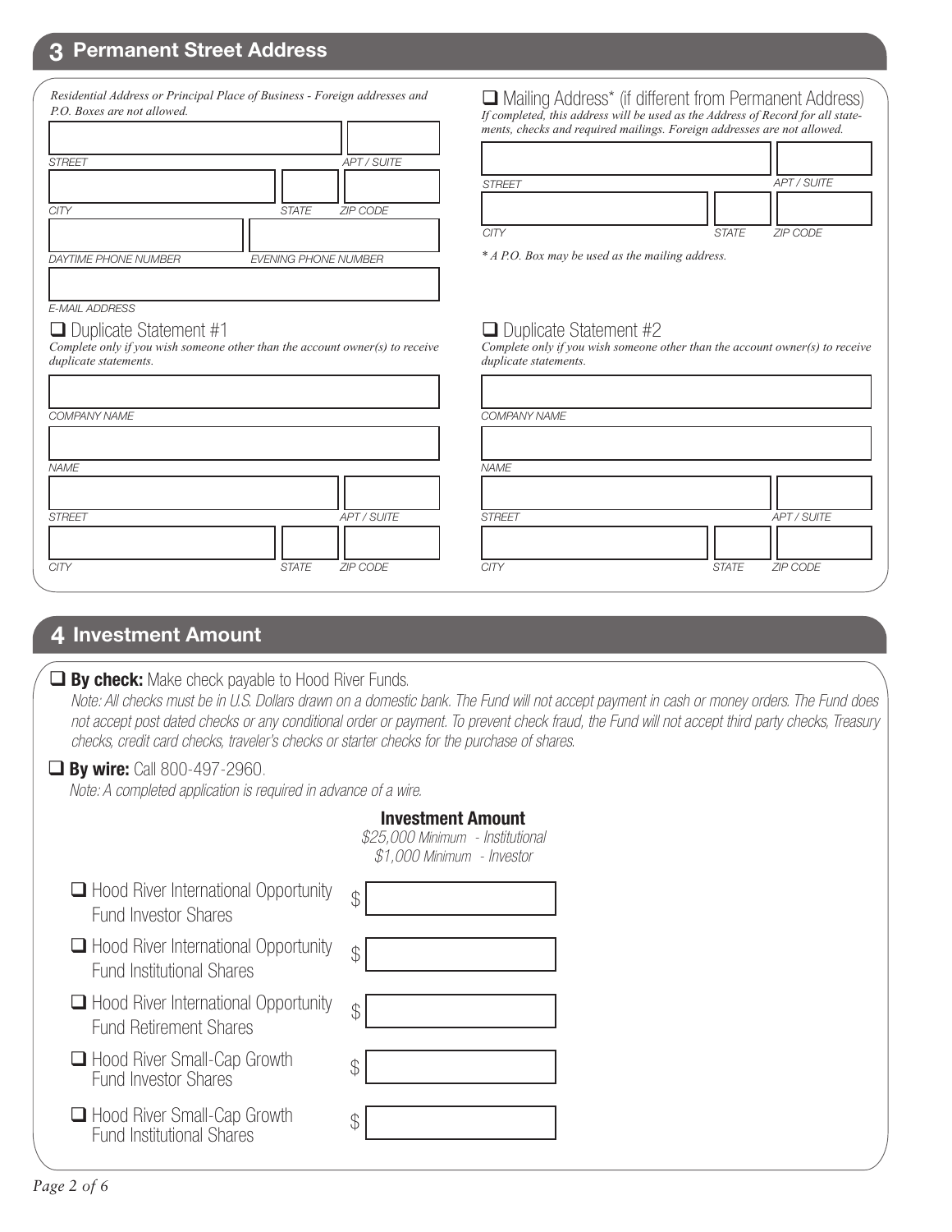## 3 Permanent Street Address

*Residential Address or Principal Place of Business - Foreign addresses and P.O. Boxes are not allowed.*

STREET ____________________ APT / SUITE ________

CITY ____________________ STATE ______ ZIP CODE ________

DAYTIME PHONE NUMBER ____________________ EVENING PHONE NUMBER ____________________

E-MAIL ADDRESS ____________________

☐ Mailing Address* (if different from Permanent Address)
*If completed, this address will be used as the Address of Record for all statements, checks and required mailings. Foreign addresses are not allowed.*

STREET ____________________ APT / SUITE ________

CITY ____________________ STATE ______ ZIP CODE ________

** A P.O. Box may be used as the mailing address.*

☐ Duplicate Statement #1
*Complete only if you wish someone other than the account owner(s) to receive duplicate statements.*

COMPANY NAME ____________________

NAME ____________________

STREET ____________________ APT / SUITE ________

CITY ____________________ STATE ______ ZIP CODE ________

☐ Duplicate Statement #2
*Complete only if you wish someone other than the account owner(s) to receive duplicate statements.*

COMPANY NAME ____________________

NAME ____________________

STREET ____________________ APT / SUITE ________

CITY ____________________ STATE ______ ZIP CODE ________

## 4 Investment Amount

☐ **By check:** Make check payable to Hood River Funds.
*Note: All checks must be in U.S. Dollars drawn on a domestic bank. The Fund will not accept payment in cash or money orders. The Fund does not accept post dated checks or any conditional order or payment. To prevent check fraud, the Fund will not accept third party checks, Treasury checks, credit card checks, traveler's checks or starter checks for the purchase of shares.*

☐ **By wire:** Call 800-497-2960.
*Note: A completed application is required in advance of a wire.*

**Investment Amount**
*$25,000 Minimum - Institutional*
*$1,000 Minimum - Investor*

☐ Hood River International Opportunity Fund Investor Shares $ ____________

☐ Hood River International Opportunity Fund Institutional Shares $ ____________

☐ Hood River International Opportunity Fund Retirement Shares $ ____________

☐ Hood River Small-Cap Growth Fund Investor Shares $ ____________

☐ Hood River Small-Cap Growth Fund Institutional Shares $ ____________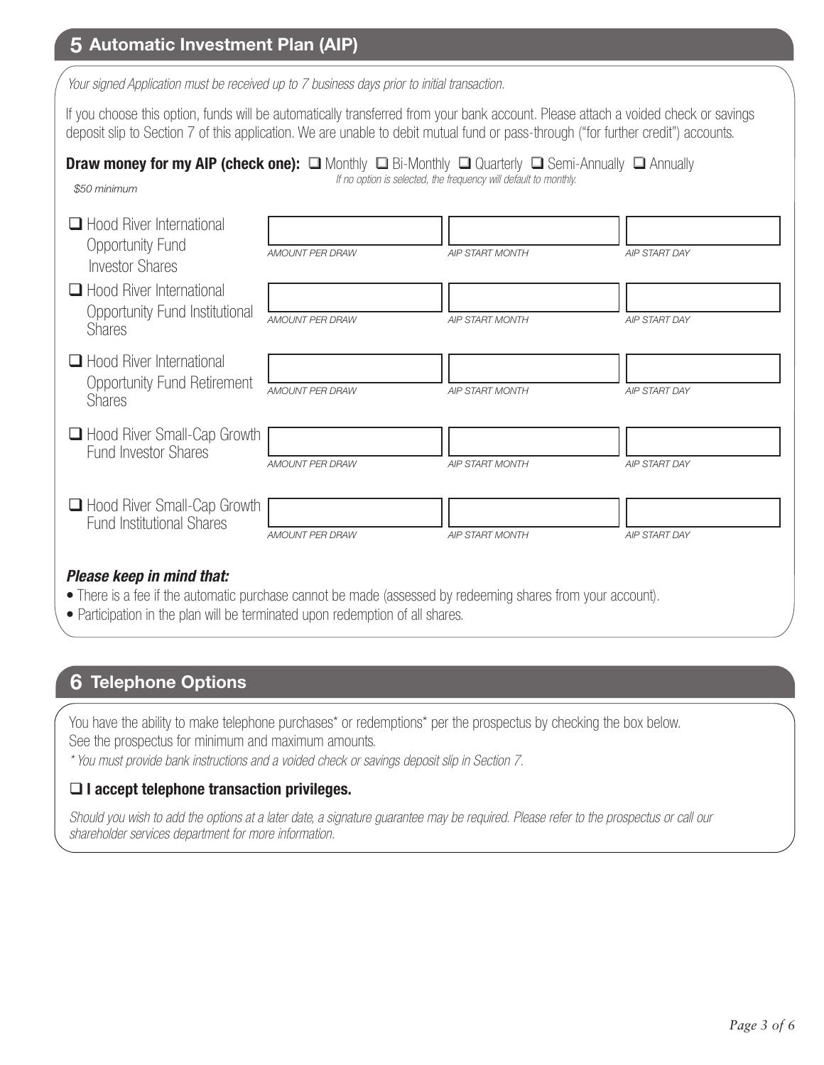## 5 Automatic Investment Plan (AIP)

*Your signed Application must be received up to 7 business days prior to initial transaction.*

If you choose this option, funds will be automatically transferred from your bank account. Please attach a voided check or savings deposit slip to Section 7 of this application. We are unable to debit mutual fund or pass-through ("for further credit") accounts.

**Draw money for my AIP (check one):** ☐ Monthly ☐ Bi-Monthly ☐ Quarterly ☐ Semi-Annually ☐ Annually

*If no option is selected, the frequency will default to monthly.*

*$50 minimum*

| Fund | AMOUNT PER DRAW | AIP START MONTH | AIP START DAY |
|---|---|---|---|
| ☐ Hood River International Opportunity Fund Investor Shares | | | |
| ☐ Hood River International Opportunity Fund Institutional Shares | | | |
| ☐ Hood River International Opportunity Fund Retirement Shares | | | |
| ☐ Hood River Small-Cap Growth Fund Investor Shares | | | |
| ☐ Hood River Small-Cap Growth Fund Institutional Shares | | | |

***Please keep in mind that:***

- There is a fee if the automatic purchase cannot be made (assessed by redeeming shares from your account).
- Participation in the plan will be terminated upon redemption of all shares.

## 6 Telephone Options

You have the ability to make telephone purchases* or redemptions* per the prospectus by checking the box below. See the prospectus for minimum and maximum amounts.

*\* You must provide bank instructions and a voided check or savings deposit slip in Section 7.*

**☐ I accept telephone transaction privileges.**

*Should you wish to add the options at a later date, a signature guarantee may be required. Please refer to the prospectus or call our shareholder services department for more information.*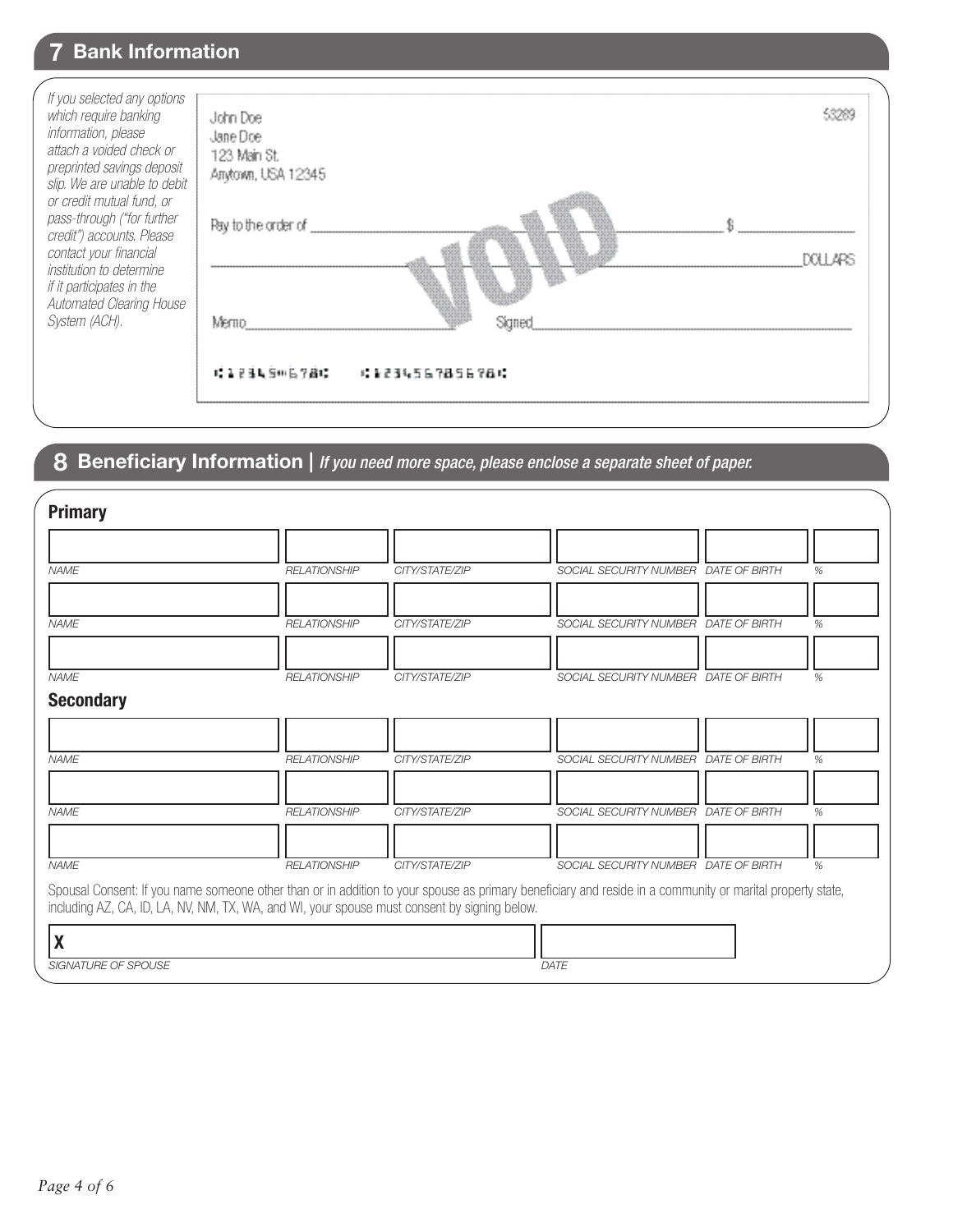## 7 Bank Information

*If you selected any options which require banking information, please attach a voided check or preprinted savings deposit slip. We are unable to debit or credit mutual fund, or pass-through ("for further credit") accounts. Please contact your financial institution to determine if it participates in the Automated Clearing House System (ACH).*

John Doe
Jane Doe
123 Main St.
Anytown, USA 12345

53289

Pay to the order of ______________________ $ ____________

______________________________________ DOLLARS

VOID

Memo ______________________ Signed ______________________

⑆12345⑈678⑆ ⑆12345678 5678⑆

## 8 Beneficiary Information | *If you need more space, please enclose a separate sheet of paper.*

### Primary

| NAME | RELATIONSHIP | CITY/STATE/ZIP | SOCIAL SECURITY NUMBER | DATE OF BIRTH | % |
|---|---|---|---|---|---|
| | | | | | |
| | | | | | |
| | | | | | |

### Secondary

| NAME | RELATIONSHIP | CITY/STATE/ZIP | SOCIAL SECURITY NUMBER | DATE OF BIRTH | % |
|---|---|---|---|---|---|
| | | | | | |
| | | | | | |
| | | | | | |

Spousal Consent: If you name someone other than or in addition to your spouse as primary beneficiary and reside in a community or marital property state, including AZ, CA, ID, LA, NV, NM, TX, WA, and WI, your spouse must consent by signing below.

**X** ______________________ ______________

*SIGNATURE OF SPOUSE* *DATE*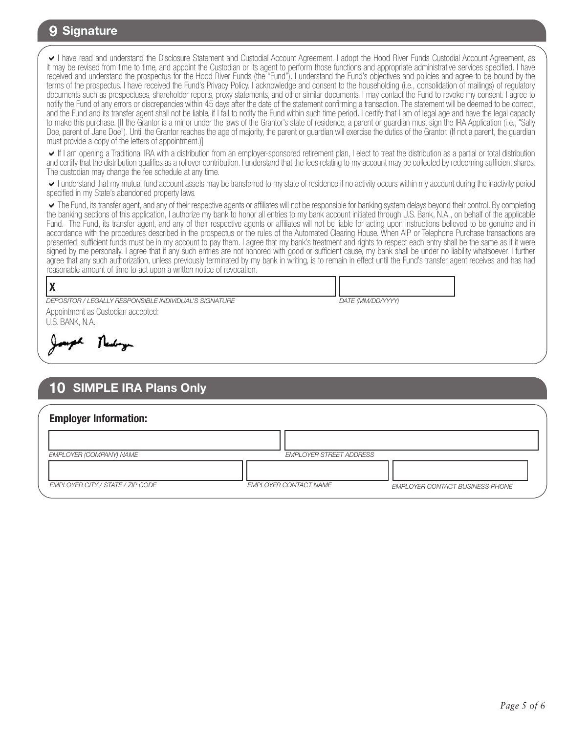## 9 Signature

✔ I have read and understand the Disclosure Statement and Custodial Account Agreement. I adopt the Hood River Funds Custodial Account Agreement, as it may be revised from time to time, and appoint the Custodian or its agent to perform those functions and appropriate administrative services specified. I have received and understand the prospectus for the Hood River Funds (the "Fund"). I understand the Fund's objectives and policies and agree to be bound by the terms of the prospectus. I have received the Fund's Privacy Policy. I acknowledge and consent to the householding (i.e., consolidation of mailings) of regulatory documents such as prospectuses, shareholder reports, proxy statements, and other similar documents. I may contact the Fund to revoke my consent. I agree to notify the Fund of any errors or discrepancies within 45 days after the date of the statement confirming a transaction. The statement will be deemed to be correct, and the Fund and its transfer agent shall not be liable, if I fail to notify the Fund within such time period. I certify that I am of legal age and have the legal capacity to make this purchase. [If the Grantor is a minor under the laws of the Grantor's state of residence, a parent or guardian must sign the IRA Application (i.e., "Sally Doe, parent of Jane Doe"). Until the Grantor reaches the age of majority, the parent or guardian will exercise the duties of the Grantor. (If not a parent, the guardian must provide a copy of the letters of appointment.)]

✔ If I am opening a Traditional IRA with a distribution from an employer-sponsored retirement plan, I elect to treat the distribution as a partial or total distribution and certify that the distribution qualifies as a rollover contribution. I understand that the fees relating to my account may be collected by redeeming sufficient shares. The custodian may change the fee schedule at any time.

✔ I understand that my mutual fund account assets may be transferred to my state of residence if no activity occurs within my account during the inactivity period specified in my State's abandoned property laws.

✔ The Fund, its transfer agent, and any of their respective agents or affiliates will not be responsible for banking system delays beyond their control. By completing the banking sections of this application, I authorize my bank to honor all entries to my bank account initiated through U.S. Bank, N.A., on behalf of the applicable Fund. The Fund, its transfer agent, and any of their respective agents or affiliates will not be liable for acting upon instructions believed to be genuine and in accordance with the procedures described in the prospectus or the rules of the Automated Clearing House. When AIP or Telephone Purchase transactions are presented, sufficient funds must be in my account to pay them. I agree that my bank's treatment and rights to respect each entry shall be the same as if it were signed by me personally. I agree that if any such entries are not honored with good or sufficient cause, my bank shall be under no liability whatsoever. I further agree that any such authorization, unless previously terminated by my bank in writing, is to remain in effect until the Fund's transfer agent receives and has had reasonable amount of time to act upon a written notice of revocation.

X \_\_\_\_\_\_\_\_\_\_\_\_\_\_\_\_\_\_\_\_\_\_\_\_\_\_\_\_\_\_\_\_\_\_\_\_\_\_\_\_\_\_

*DEPOSITOR / LEGALLY RESPONSIBLE INDIVIDUAL'S SIGNATURE* — *DATE (MM/DD/YYYY)*

Appointment as Custodian accepted:
U.S. BANK, N.A.

Joseph Neuberger

## 10 SIMPLE IRA Plans Only

### Employer Information:

| | |
|---|---|
| *EMPLOYER (COMPANY) NAME* | *EMPLOYER STREET ADDRESS* |

| | | |
|---|---|---|
| *EMPLOYER CITY / STATE / ZIP CODE* | *EMPLOYER CONTACT NAME* | *EMPLOYER CONTACT BUSINESS PHONE* |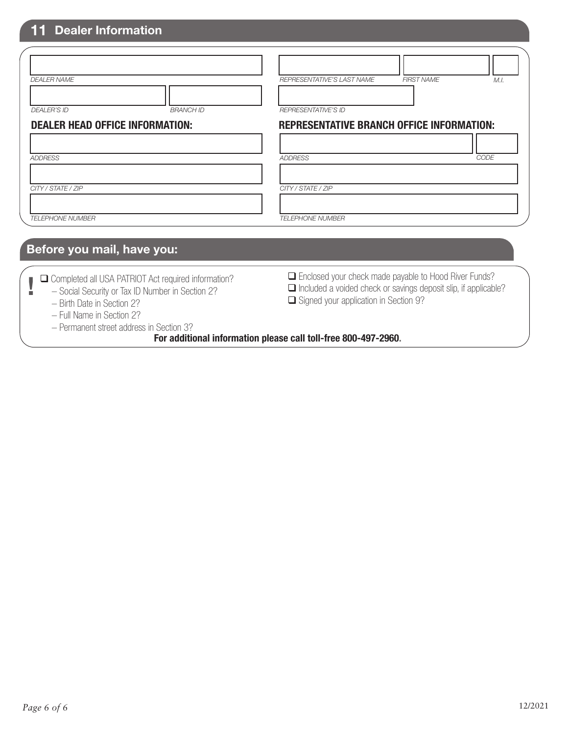## 11 Dealer Information

DEALER NAME

DEALER'S ID | BRANCH ID

REPRESENTATIVE'S LAST NAME | FIRST NAME | M.I.

REPRESENTATIVE'S ID

**DEALER HEAD OFFICE INFORMATION:**

ADDRESS

CITY / STATE / ZIP

TELEPHONE NUMBER

**REPRESENTATIVE BRANCH OFFICE INFORMATION:**

ADDRESS | CODE

CITY / STATE / ZIP

TELEPHONE NUMBER

## Before you mail, have you:

**!**

- ☐ Completed all USA PATRIOT Act required information?
  - – Social Security or Tax ID Number in Section 2?
  - – Birth Date in Section 2?
  - – Full Name in Section 2?
  - – Permanent street address in Section 3?
- ☐ Enclosed your check made payable to Hood River Funds?
- ☐ Included a voided check or savings deposit slip, if applicable?
- ☐ Signed your application in Section 9?

**For additional information please call toll-free 800-497-2960.**

12/2021